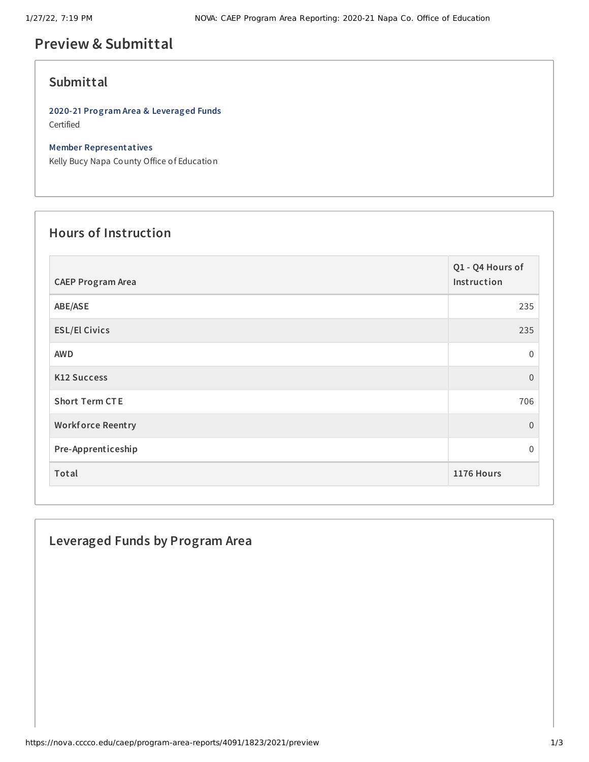# Preview & Submittal

## Submittal

**2020-21 Program Area & Leveraged Funds**
Certified

**Member Representatives**
Kelly Bucy Napa County Office of Education

## Hours of Instruction

| CAEP Program Area | Q1 - Q4 Hours of Instruction |
|---|---|
| ABE/ASE | 235 |
| ESL/El Civics | 235 |
| AWD | 0 |
| K12 Success | 0 |
| Short Term CTE | 706 |
| Workforce Reentry | 0 |
| Pre-Apprenticeship | 0 |
| Total | 1176 Hours |

## Leveraged Funds by Program Area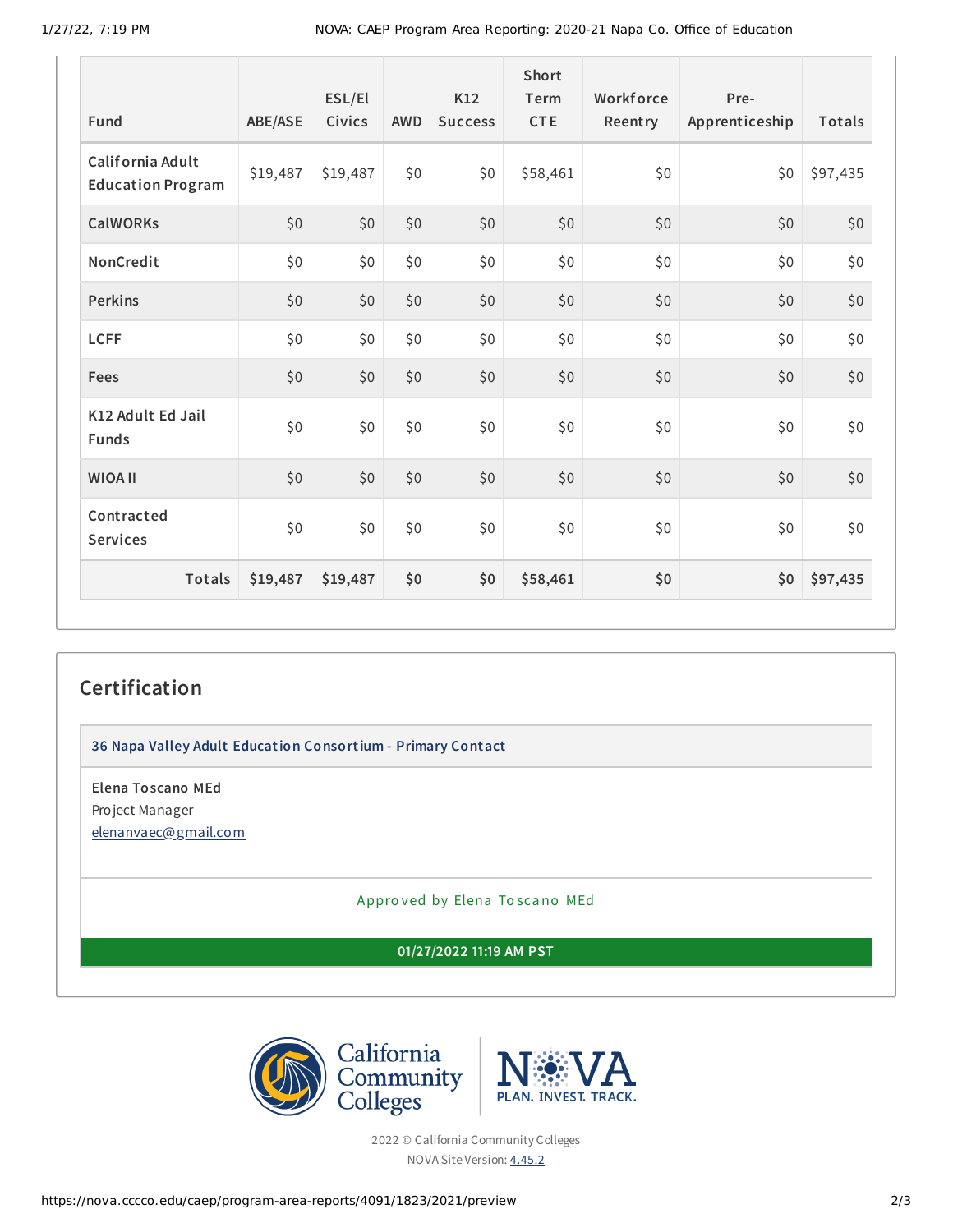| Fund | ABE/ASE | ESL/El Civics | AWD | K12 Success | Short Term CTE | Workforce Reentry | Pre-Apprenticeship | Totals |
|---|---|---|---|---|---|---|---|---|
| California Adult Education Program | $19,487 | $19,487 | $0 | $0 | $58,461 | $0 | $0 | $97,435 |
| CalWORKs | $0 | $0 | $0 | $0 | $0 | $0 | $0 | $0 |
| NonCredit | $0 | $0 | $0 | $0 | $0 | $0 | $0 | $0 |
| Perkins | $0 | $0 | $0 | $0 | $0 | $0 | $0 | $0 |
| LCFF | $0 | $0 | $0 | $0 | $0 | $0 | $0 | $0 |
| Fees | $0 | $0 | $0 | $0 | $0 | $0 | $0 | $0 |
| K12 Adult Ed Jail Funds | $0 | $0 | $0 | $0 | $0 | $0 | $0 | $0 |
| WIOA II | $0 | $0 | $0 | $0 | $0 | $0 | $0 | $0 |
| Contracted Services | $0 | $0 | $0 | $0 | $0 | $0 | $0 | $0 |
| Totals | $19,487 | $19,487 | $0 | $0 | $58,461 | $0 | $0 | $97,435 |

## Certification

**36 Napa Valley Adult Education Consortium - Primary Contact**

**Elena Toscano MEd**
Project Manager
elenanvaec@gmail.com

Approved by Elena Toscano MEd

**01/27/2022 11:19 AM PST**

California Community Colleges

NOVA PLAN. INVEST. TRACK.

2022 © California Community Colleges
NOVA Site Version: 4.45.2